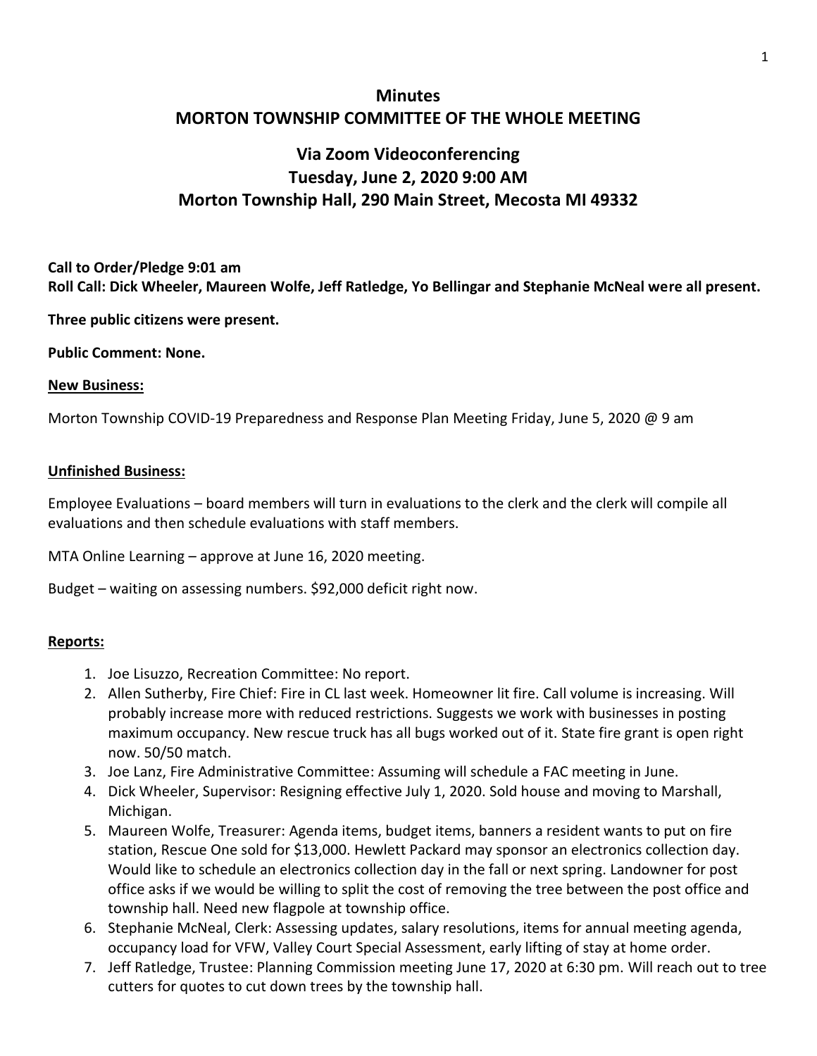# Minutes
# MORTON TOWNSHIP COMMITTEE OF THE WHOLE MEETING

## Via Zoom Videoconferencing
## Tuesday, June 2, 2020 9:00 AM
## Morton Township Hall, 290 Main Street, Mecosta MI 49332

**Call to Order/Pledge 9:01 am**
**Roll Call: Dick Wheeler, Maureen Wolfe, Jeff Ratledge, Yo Bellingar and Stephanie McNeal were all present.**

**Three public citizens were present.**

**Public Comment: None.**

**<u>New Business:</u>**

Morton Township COVID-19 Preparedness and Response Plan Meeting Friday, June 5, 2020 @ 9 am

**<u>Unfinished Business:</u>**

Employee Evaluations – board members will turn in evaluations to the clerk and the clerk will compile all evaluations and then schedule evaluations with staff members.

MTA Online Learning – approve at June 16, 2020 meeting.

Budget – waiting on assessing numbers. $92,000 deficit right now.

**<u>Reports:</u>**

1. Joe Lisuzzo, Recreation Committee: No report.
2. Allen Sutherby, Fire Chief: Fire in CL last week. Homeowner lit fire. Call volume is increasing. Will probably increase more with reduced restrictions. Suggests we work with businesses in posting maximum occupancy. New rescue truck has all bugs worked out of it. State fire grant is open right now. 50/50 match.
3. Joe Lanz, Fire Administrative Committee: Assuming will schedule a FAC meeting in June.
4. Dick Wheeler, Supervisor: Resigning effective July 1, 2020. Sold house and moving to Marshall, Michigan.
5. Maureen Wolfe, Treasurer: Agenda items, budget items, banners a resident wants to put on fire station, Rescue One sold for $13,000. Hewlett Packard may sponsor an electronics collection day. Would like to schedule an electronics collection day in the fall or next spring. Landowner for post office asks if we would be willing to split the cost of removing the tree between the post office and township hall. Need new flagpole at township office.
6. Stephanie McNeal, Clerk: Assessing updates, salary resolutions, items for annual meeting agenda, occupancy load for VFW, Valley Court Special Assessment, early lifting of stay at home order.
7. Jeff Ratledge, Trustee: Planning Commission meeting June 17, 2020 at 6:30 pm. Will reach out to tree cutters for quotes to cut down trees by the township hall.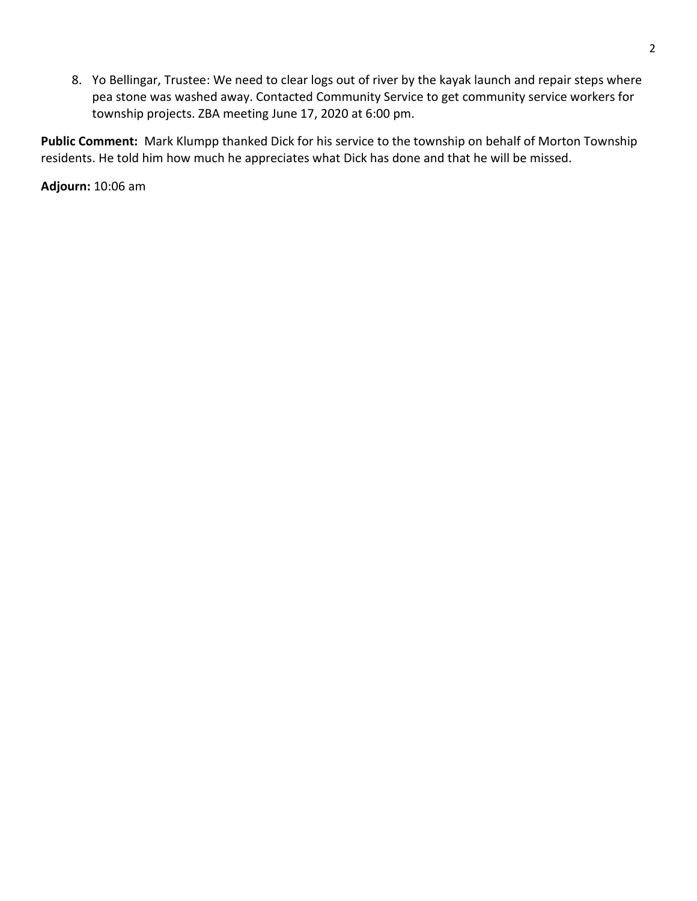8. Yo Bellingar, Trustee: We need to clear logs out of river by the kayak launch and repair steps where pea stone was washed away. Contacted Community Service to get community service workers for township projects. ZBA meeting June 17, 2020 at 6:00 pm.

**Public Comment:** Mark Klumpp thanked Dick for his service to the township on behalf of Morton Township residents. He told him how much he appreciates what Dick has done and that he will be missed.

**Adjourn:** 10:06 am